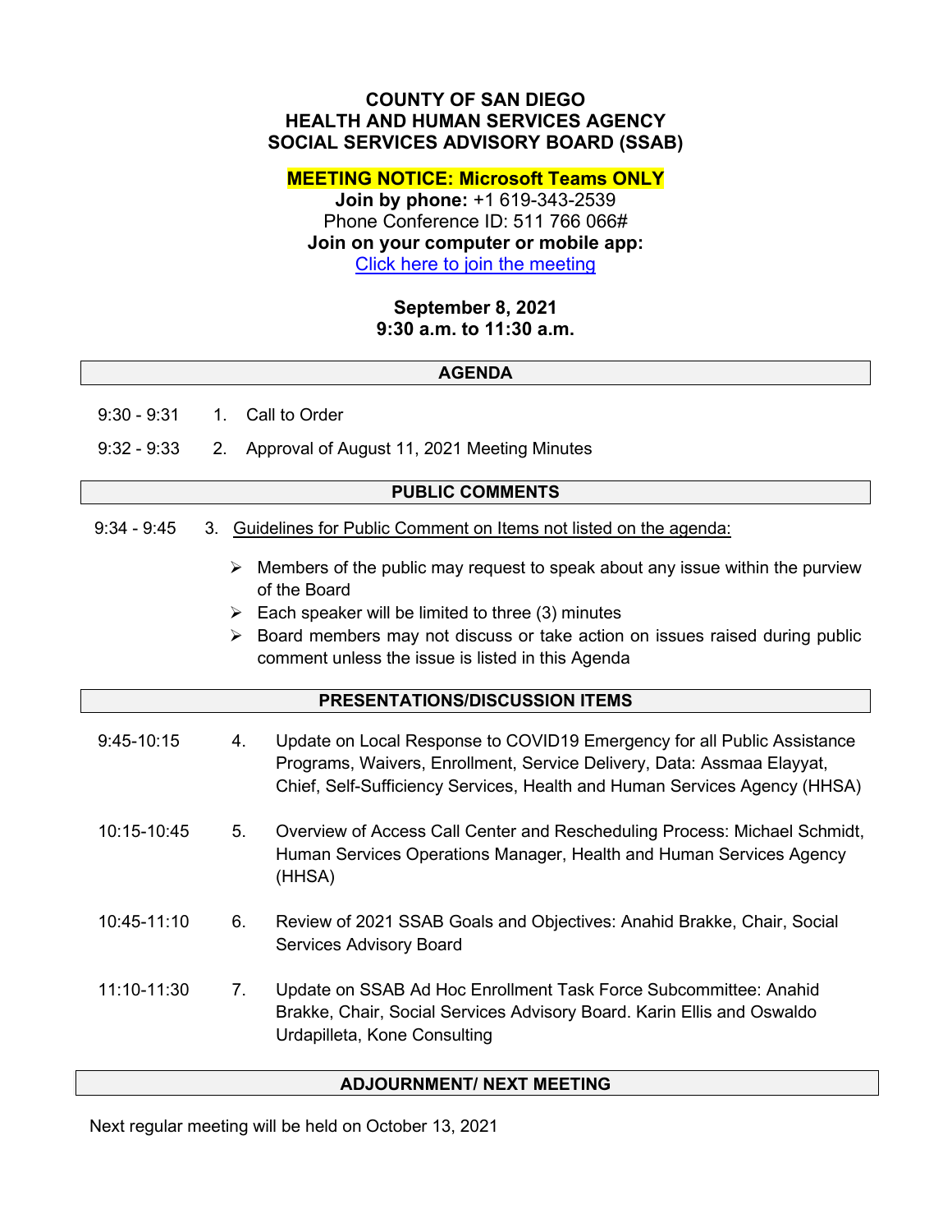# COUNTY OF SAN DIEGO
# HEALTH AND HUMAN SERVICES AGENCY
# SOCIAL SERVICES ADVISORY BOARD (SSAB)

**MEETING NOTICE: Microsoft Teams ONLY**

**Join by phone:** +1 619-343-2539

Phone Conference ID: 511 766 066#

**Join on your computer or mobile app:**

Click here to join the meeting

**September 8, 2021**

**9:30 a.m. to 11:30 a.m.**

## AGENDA

9:30 - 9:31 1. Call to Order

9:32 - 9:33 2. Approval of August 11, 2021 Meeting Minutes

## PUBLIC COMMENTS

9:34 - 9:45 3. Guidelines for Public Comment on Items not listed on the agenda:

- Members of the public may request to speak about any issue within the purview of the Board
- Each speaker will be limited to three (3) minutes
- Board members may not discuss or take action on issues raised during public comment unless the issue is listed in this Agenda

## PRESENTATIONS/DISCUSSION ITEMS

9:45-10:15 4. Update on Local Response to COVID19 Emergency for all Public Assistance Programs, Waivers, Enrollment, Service Delivery, Data: Assmaa Elayyat, Chief, Self-Sufficiency Services, Health and Human Services Agency (HHSA)

10:15-10:45 5. Overview of Access Call Center and Rescheduling Process: Michael Schmidt, Human Services Operations Manager, Health and Human Services Agency (HHSA)

10:45-11:10 6. Review of 2021 SSAB Goals and Objectives: Anahid Brakke, Chair, Social Services Advisory Board

11:10-11:30 7. Update on SSAB Ad Hoc Enrollment Task Force Subcommittee: Anahid Brakke, Chair, Social Services Advisory Board. Karin Ellis and Oswaldo Urdapilleta, Kone Consulting

## ADJOURNMENT/ NEXT MEETING

Next regular meeting will be held on October 13, 2021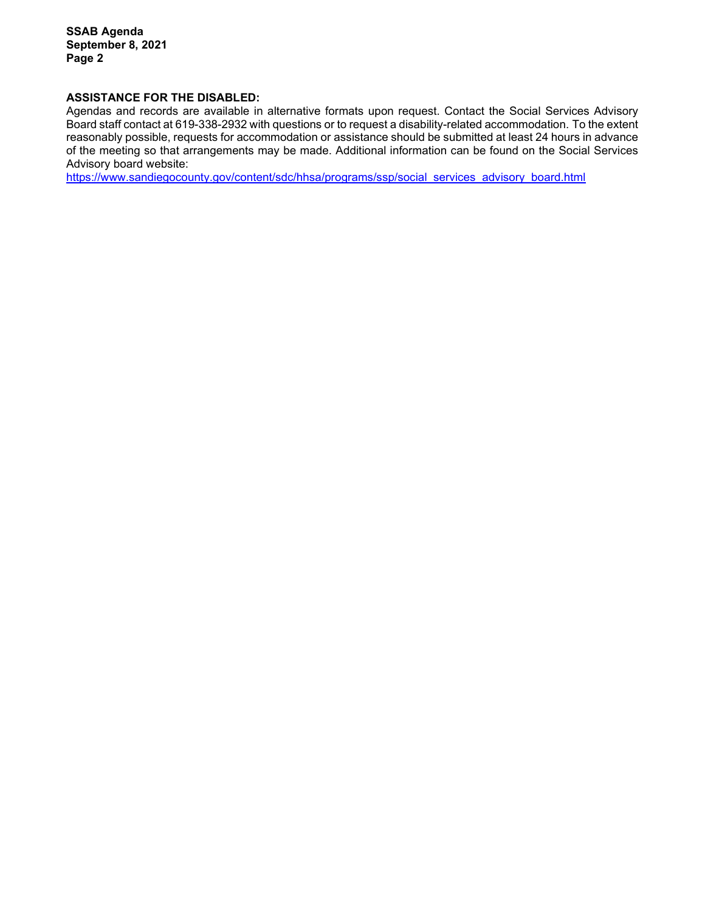**ASSISTANCE FOR THE DISABLED:**

Agendas and records are available in alternative formats upon request. Contact the Social Services Advisory Board staff contact at 619-338-2932 with questions or to request a disability-related accommodation. To the extent reasonably possible, requests for accommodation or assistance should be submitted at least 24 hours in advance of the meeting so that arrangements may be made. Additional information can be found on the Social Services Advisory board website:
https://www.sandiegocounty.gov/content/sdc/hhsa/programs/ssp/social_services_advisory_board.html